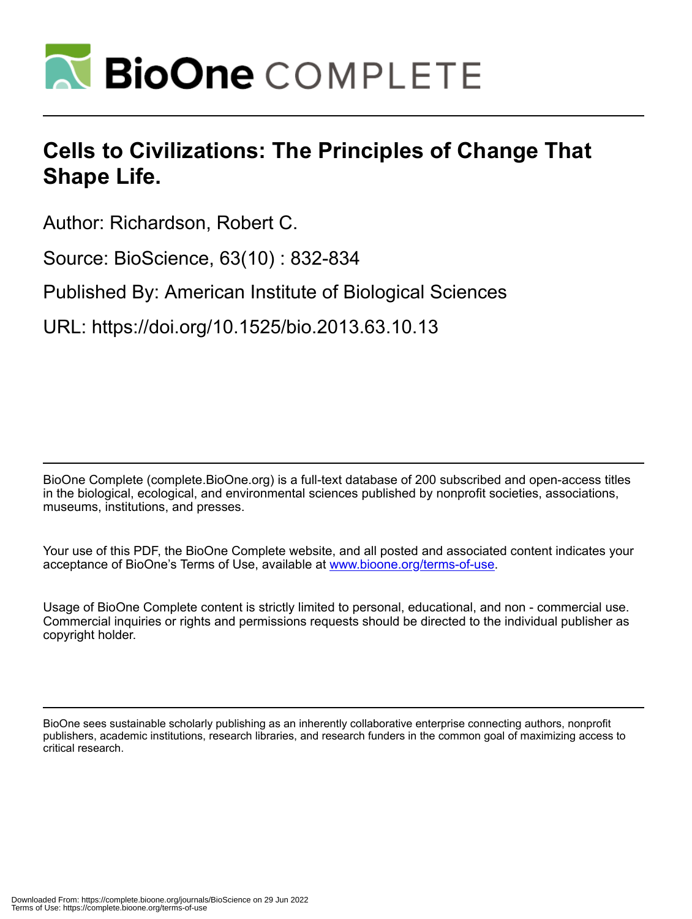# Cells to Civilizations: The Principles of Change That Shape Life.

Author: Richardson, Robert C.

Source: BioScience, 63(10) : 832-834

Published By: American Institute of Biological Sciences

URL: https://doi.org/10.1525/bio.2013.63.10.13

BioOne Complete (complete.BioOne.org) is a full-text database of 200 subscribed and open-access titles in the biological, ecological, and environmental sciences published by nonprofit societies, associations, museums, institutions, and presses.

Your use of this PDF, the BioOne Complete website, and all posted and associated content indicates your acceptance of BioOne's Terms of Use, available at www.bioone.org/terms-of-use.

Usage of BioOne Complete content is strictly limited to personal, educational, and non - commercial use. Commercial inquiries or rights and permissions requests should be directed to the individual publisher as copyright holder.

BioOne sees sustainable scholarly publishing as an inherently collaborative enterprise connecting authors, nonprofit publishers, academic institutions, research libraries, and research funders in the common goal of maximizing access to critical research.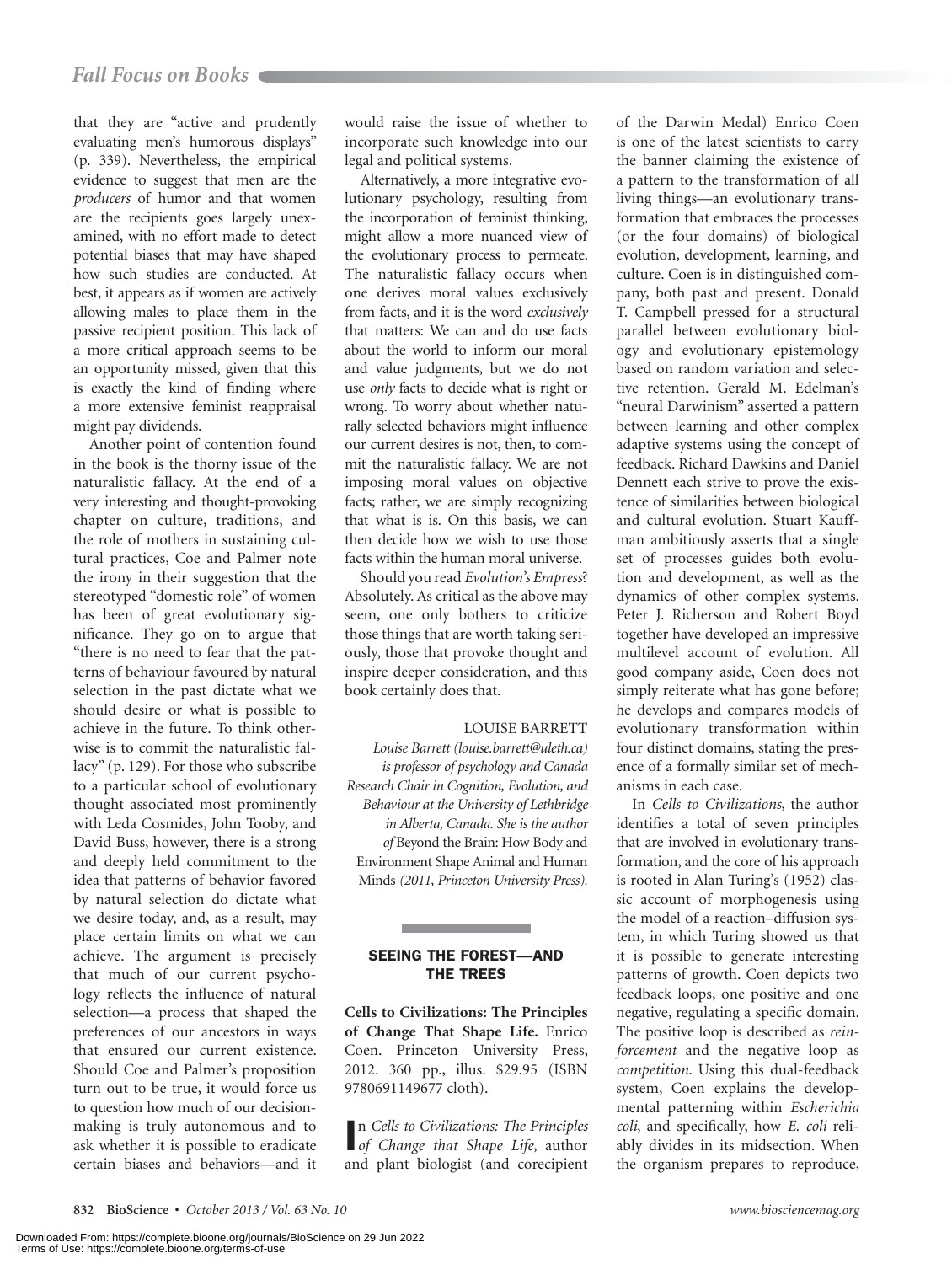that they are "active and prudently evaluating men's humorous displays" (p. 339). Nevertheless, the empirical evidence to suggest that men are the *producers* of humor and that women are the recipients goes largely unexamined, with no effort made to detect potential biases that may have shaped how such studies are conducted. At best, it appears as if women are actively allowing males to place them in the passive recipient position. This lack of a more critical approach seems to be an opportunity missed, given that this is exactly the kind of finding where a more extensive feminist reappraisal might pay dividends.

Another point of contention found in the book is the thorny issue of the naturalistic fallacy. At the end of a very interesting and thought-provoking chapter on culture, traditions, and the role of mothers in sustaining cultural practices, Coe and Palmer note the irony in their suggestion that the stereotyped "domestic role" of women has been of great evolutionary significance. They go on to argue that "there is no need to fear that the patterns of behaviour favoured by natural selection in the past dictate what we should desire or what is possible to achieve in the future. To think otherwise is to commit the naturalistic fallacy" (p. 129). For those who subscribe to a particular school of evolutionary thought associated most prominently with Leda Cosmides, John Tooby, and David Buss, however, there is a strong and deeply held commitment to the idea that patterns of behavior favored by natural selection do dictate what we desire today, and, as a result, may place certain limits on what we can achieve. The argument is precisely that much of our current psychology reflects the influence of natural selection—a process that shaped the preferences of our ancestors in ways that ensured our current existence. Should Coe and Palmer's proposition turn out to be true, it would force us to question how much of our decision-making is truly autonomous and to ask whether it is possible to eradicate certain biases and behaviors—and it would raise the issue of whether to incorporate such knowledge into our legal and political systems.

Alternatively, a more integrative evolutionary psychology, resulting from the incorporation of feminist thinking, might allow a more nuanced view of the evolutionary process to permeate. The naturalistic fallacy occurs when one derives moral values exclusively from facts, and it is the word *exclusively* that matters: We can and do use facts about the world to inform our moral and value judgments, but we do not use *only* facts to decide what is right or wrong. To worry about whether naturally selected behaviors might influence our current desires is not, then, to commit the naturalistic fallacy. We are not imposing moral values on objective facts; rather, we are simply recognizing that what is is. On this basis, we can then decide how we wish to use those facts within the human moral universe.

Should you read *Evolution's Empress*? Absolutely. As critical as the above may seem, one only bothers to criticize those things that are worth taking seriously, those that provoke thought and inspire deeper consideration, and this book certainly does that.

LOUISE BARRETT

*Louise Barrett (louise.barrett@uleth.ca) is professor of psychology and Canada Research Chair in Cognition, Evolution, and Behaviour at the University of Lethbridge in Alberta, Canada. She is the author of* Beyond the Brain: How Body and Environment Shape Animal and Human Minds *(2011, Princeton University Press).*

## SEEING THE FOREST—AND THE TREES

**Cells to Civilizations: The Principles of Change That Shape Life.** Enrico Coen. Princeton University Press, 2012. 360 pp., illus. $29.95 (ISBN 9780691149677 cloth).

In *Cells to Civilizations: The Principles of Change that Shape Life*, author and plant biologist (and corecipient of the Darwin Medal) Enrico Coen is one of the latest scientists to carry the banner claiming the existence of a pattern to the transformation of all living things—an evolutionary transformation that embraces the processes (or the four domains) of biological evolution, development, learning, and culture. Coen is in distinguished company, both past and present. Donald T. Campbell pressed for a structural parallel between evolutionary biology and evolutionary epistemology based on random variation and selective retention. Gerald M. Edelman's "neural Darwinism" asserted a pattern between learning and other complex adaptive systems using the concept of feedback. Richard Dawkins and Daniel Dennett each strive to prove the existence of similarities between biological and cultural evolution. Stuart Kauffman ambitiously asserts that a single set of processes guides both evolution and development, as well as the dynamics of other complex systems. Peter J. Richerson and Robert Boyd together have developed an impressive multilevel account of evolution. All good company aside, Coen does not simply reiterate what has gone before; he develops and compares models of evolutionary transformation within four distinct domains, stating the presence of a formally similar set of mechanisms in each case.

In *Cells to Civilizations*, the author identifies a total of seven principles that are involved in evolutionary transformation, and the core of his approach is rooted in Alan Turing's (1952) classic account of morphogenesis using the model of a reaction–diffusion system, in which Turing showed us that it is possible to generate interesting patterns of growth. Coen depicts two feedback loops, one positive and one negative, regulating a specific domain. The positive loop is described as *reinforcement* and the negative loop as *competition*. Using this dual-feedback system, Coen explains the developmental patterning within *Escherichia coli*, and specifically, how *E. coli* reliably divides in its midsection. When the organism prepares to reproduce,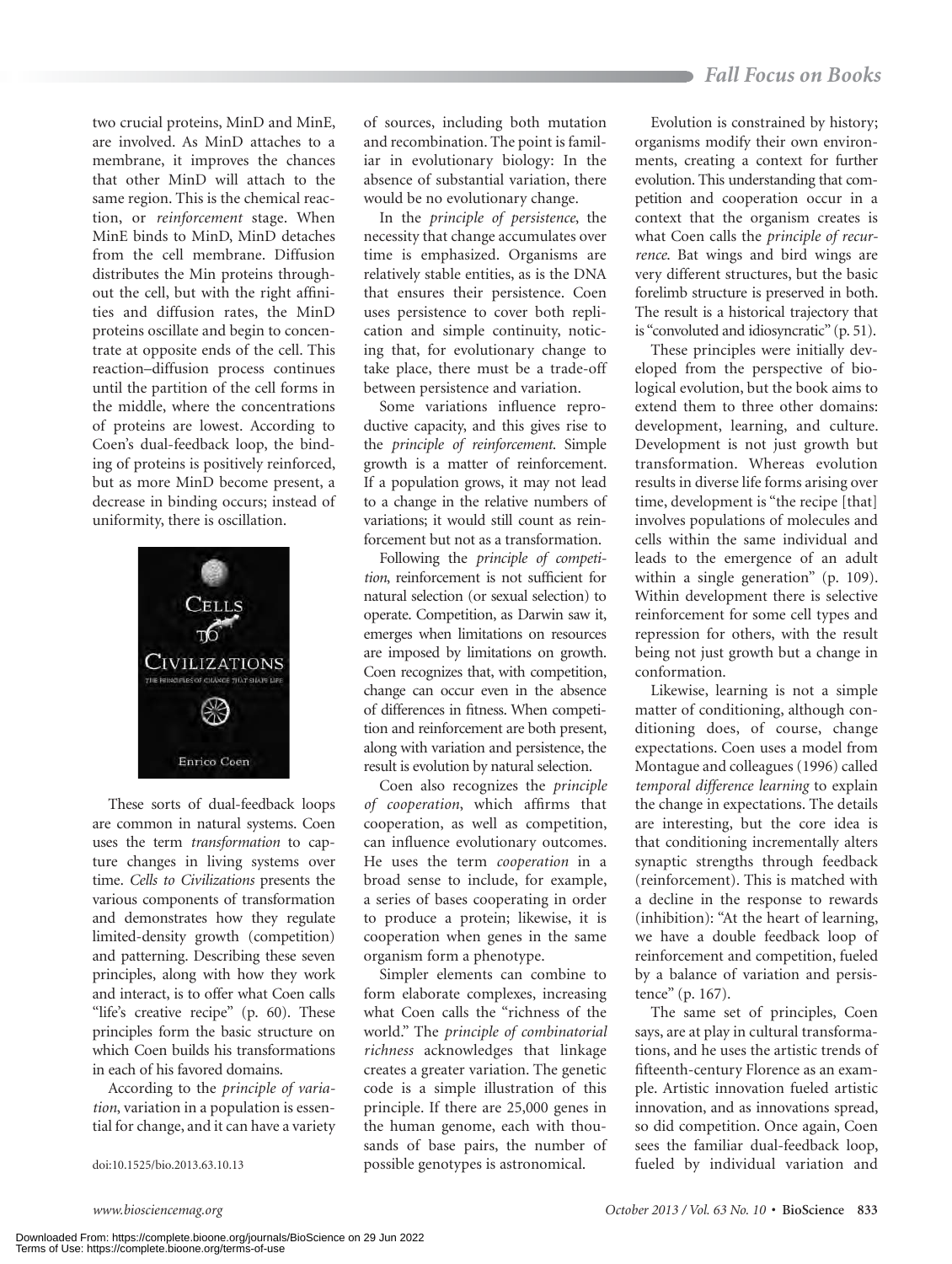two crucial proteins, MinD and MinE, are involved. As MinD attaches to a membrane, it improves the chances that other MinD will attach to the same region. This is the chemical reaction, or *reinforcement* stage. When MinE binds to MinD, MinD detaches from the cell membrane. Diffusion distributes the Min proteins throughout the cell, but with the right affinities and diffusion rates, the MinD proteins oscillate and begin to concentrate at opposite ends of the cell. This reaction–diffusion process continues until the partition of the cell forms in the middle, where the concentrations of proteins are lowest. According to Coen's dual-feedback loop, the binding of proteins is positively reinforced, but as more MinD become present, a decrease in binding occurs; instead of uniformity, there is oscillation.

These sorts of dual-feedback loops are common in natural systems. Coen uses the term *transformation* to capture changes in living systems over time. *Cells to Civilizations* presents the various components of transformation and demonstrates how they regulate limited-density growth (competition) and patterning. Describing these seven principles, along with how they work and interact, is to offer what Coen calls "life's creative recipe" (p. 60). These principles form the basic structure on which Coen builds his transformations in each of his favored domains.

According to the *principle of variation*, variation in a population is essential for change, and it can have a variety of sources, including both mutation and recombination. The point is familiar in evolutionary biology: In the absence of substantial variation, there would be no evolutionary change.

In the *principle of persistence*, the necessity that change accumulates over time is emphasized. Organisms are relatively stable entities, as is the DNA that ensures their persistence. Coen uses persistence to cover both replication and simple continuity, noticing that, for evolutionary change to take place, there must be a trade-off between persistence and variation.

Some variations influence reproductive capacity, and this gives rise to the *principle of reinforcement*. Simple growth is a matter of reinforcement. If a population grows, it may not lead to a change in the relative numbers of variations; it would still count as reinforcement but not as a transformation.

Following the *principle of competition*, reinforcement is not sufficient for natural selection (or sexual selection) to operate. Competition, as Darwin saw it, emerges when limitations on resources are imposed by limitations on growth. Coen recognizes that, with competition, change can occur even in the absence of differences in fitness. When competition and reinforcement are both present, along with variation and persistence, the result is evolution by natural selection.

Coen also recognizes the *principle of cooperation*, which affirms that cooperation, as well as competition, can influence evolutionary outcomes. He uses the term *cooperation* in a broad sense to include, for example, a series of bases cooperating in order to produce a protein; likewise, it is cooperation when genes in the same organism form a phenotype.

Simpler elements can combine to form elaborate complexes, increasing what Coen calls the "richness of the world." The *principle of combinatorial richness* acknowledges that linkage creates a greater variation. The genetic code is a simple illustration of this principle. If there are 25,000 genes in the human genome, each with thousands of base pairs, the number of possible genotypes is astronomical.

Evolution is constrained by history; organisms modify their own environments, creating a context for further evolution. This understanding that competition and cooperation occur in a context that the organism creates is what Coen calls the *principle of recurrence*. Bat wings and bird wings are very different structures, but the basic forelimb structure is preserved in both. The result is a historical trajectory that is "convoluted and idiosyncratic" (p. 51).

These principles were initially developed from the perspective of biological evolution, but the book aims to extend them to three other domains: development, learning, and culture. Development is not just growth but transformation. Whereas evolution results in diverse life forms arising over time, development is "the recipe [that] involves populations of molecules and cells within the same individual and leads to the emergence of an adult within a single generation" (p. 109). Within development there is selective reinforcement for some cell types and repression for others, with the result being not just growth but a change in conformation.

Likewise, learning is not a simple matter of conditioning, although conditioning does, of course, change expectations. Coen uses a model from Montague and colleagues (1996) called *temporal difference learning* to explain the change in expectations. The details are interesting, but the core idea is that conditioning incrementally alters synaptic strengths through feedback (reinforcement). This is matched with a decline in the response to rewards (inhibition): "At the heart of learning, we have a double feedback loop of reinforcement and competition, fueled by a balance of variation and persistence" (p. 167).

The same set of principles, Coen says, are at play in cultural transformations, and he uses the artistic trends of fifteenth-century Florence as an example. Artistic innovation fueled artistic innovation, and as innovations spread, so did competition. Once again, Coen sees the familiar dual-feedback loop, fueled by individual variation and

doi:10.1525/bio.2013.63.10.13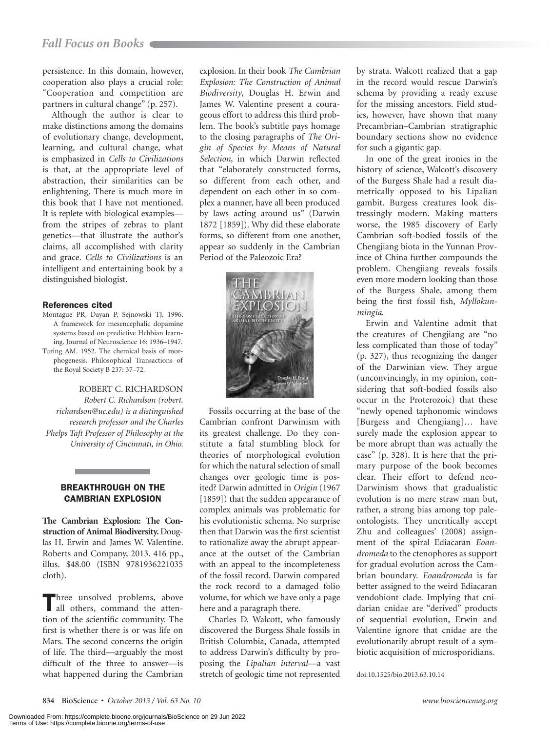persistence. In this domain, however, cooperation also plays a crucial role: "Cooperation and competition are partners in cultural change" (p. 257).

Although the author is clear to make distinctions among the domains of evolutionary change, development, learning, and cultural change, what is emphasized in *Cells to Civilizations* is that, at the appropriate level of abstraction, their similarities can be enlightening. There is much more in this book that I have not mentioned. It is replete with biological examples—from the stripes of zebras to plant genetics—that illustrate the author's claims, all accomplished with clarity and grace. *Cells to Civilizations* is an intelligent and entertaining book by a distinguished biologist.

#### References cited

Montague PR, Dayan P, Sejnowski TJ. 1996. A framework for mesencephalic dopamine systems based on predictive Hebbian learning. Journal of Neuroscience 16: 1936–1947.

Turing AM. 1952. The chemical basis of morphogenesis. Philosophical Transactions of the Royal Society B 237: 37–72.

ROBERT C. RICHARDSON

*Robert C. Richardson (robert.richardson@uc.edu) is a distinguished research professor and the Charles Phelps Taft Professor of Philosophy at the University of Cincinnati, in Ohio.*

## BREAKTHROUGH ON THE CAMBRIAN EXPLOSION

**The Cambrian Explosion: The Construction of Animal Biodiversity.** Douglas H. Erwin and James W. Valentine. Roberts and Company, 2013. 416 pp., illus. $48.00 (ISBN 9781936221035 cloth).

Three unsolved problems, above all others, command the attention of the scientific community. The first is whether there is or was life on Mars. The second concerns the origin of life. The third—arguably the most difficult of the three to answer—is what happened during the Cambrian explosion. In their book *The Cambrian Explosion: The Construction of Animal Biodiversity*, Douglas H. Erwin and James W. Valentine present a courageous effort to address this third problem. The book's subtitle pays homage to the closing paragraphs of *The Origin of Species by Means of Natural Selection*, in which Darwin reflected that "elaborately constructed forms, so different from each other, and dependent on each other in so complex a manner, have all been produced by laws acting around us" (Darwin 1872 [1859]). Why did these elaborate forms, so different from one another, appear so suddenly in the Cambrian Period of the Paleozoic Era?

Fossils occurring at the base of the Cambrian confront Darwinism with its greatest challenge. Do they constitute a fatal stumbling block for theories of morphological evolution for which the natural selection of small changes over geologic time is posited? Darwin admitted in *Origin* (1967 [1859]) that the sudden appearance of complex animals was problematic for his evolutionistic schema. No surprise then that Darwin was the first scientist to rationalize away the abrupt appearance at the outset of the Cambrian with an appeal to the incompleteness of the fossil record. Darwin compared the rock record to a damaged folio volume, for which we have only a page here and a paragraph there.

Charles D. Walcott, who famously discovered the Burgess Shale fossils in British Columbia, Canada, attempted to address Darwin's difficulty by proposing the *Lipalian interval*—a vast stretch of geologic time not represented by strata. Walcott realized that a gap in the record would rescue Darwin's schema by providing a ready excuse for the missing ancestors. Field studies, however, have shown that many Precambrian–Cambrian stratigraphic boundary sections show no evidence for such a gigantic gap.

In one of the great ironies in the history of science, Walcott's discovery of the Burgess Shale had a result diametrically opposed to his Lipalian gambit. Burgess creatures look distressingly modern. Making matters worse, the 1985 discovery of Early Cambrian soft-bodied fossils of the Chengjiang biota in the Yunnan Province of China further compounds the problem. Chengjiang reveals fossils even more modern looking than those of the Burgess Shale, among them being the first fossil fish, *Myllokunmingia*.

Erwin and Valentine admit that the creatures of Chengjiang are "no less complicated than those of today" (p. 327), thus recognizing the danger of the Darwinian view. They argue (unconvincingly, in my opinion, considering that soft-bodied fossils also occur in the Proterozoic) that these "newly opened taphonomic windows [Burgess and Chengjiang]… have surely made the explosion appear to be more abrupt than was actually the case" (p. 328). It is here that the primary purpose of the book becomes clear. Their effort to defend neo-Darwinism shows that gradualistic evolution is no mere straw man but, rather, a strong bias among top paleontologists. They uncritically accept Zhu and colleagues' (2008) assignment of the spiral Ediacaran *Eoandromeda* to the ctenophores as support for gradual evolution across the Cambrian boundary. *Eoandromeda* is far better assigned to the weird Ediacaran vendobiont clade. Implying that cnidarian cnidae are "derived" products of sequential evolution, Erwin and Valentine ignore that cnidae are the evolutionarily abrupt result of a symbiotic acquisition of microsporidians.

doi:10.1525/bio.2013.63.10.14